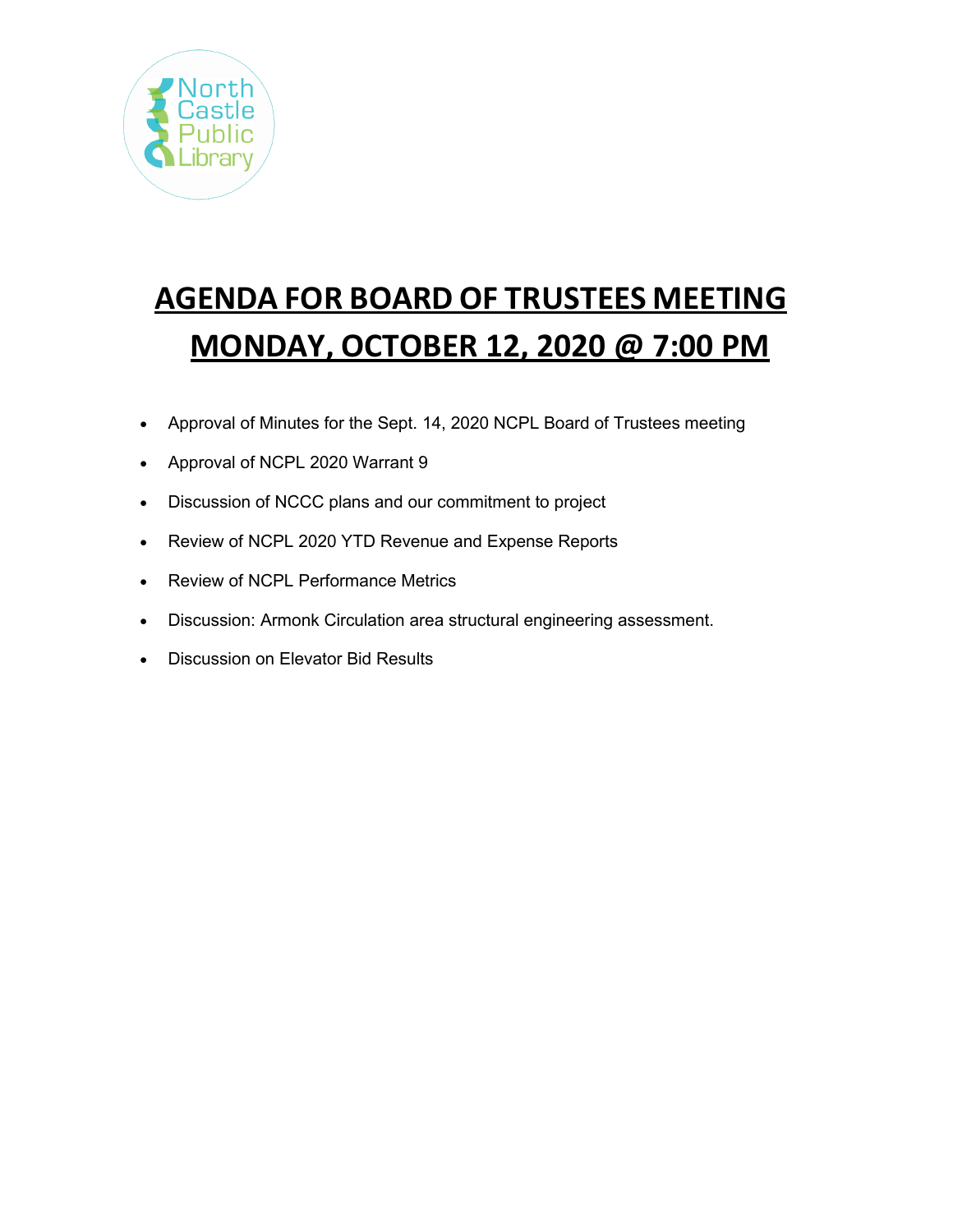# AGENDA FOR BOARD OF TRUSTEES MEETING

# MONDAY, OCTOBER 12, 2020 @ 7:00 PM

- Approval of Minutes for the Sept. 14, 2020 NCPL Board of Trustees meeting
- Approval of NCPL 2020 Warrant 9
- Discussion of NCCC plans and our commitment to project
- Review of NCPL 2020 YTD Revenue and Expense Reports
- Review of NCPL Performance Metrics
- Discussion: Armonk Circulation area structural engineering assessment.
- Discussion on Elevator Bid Results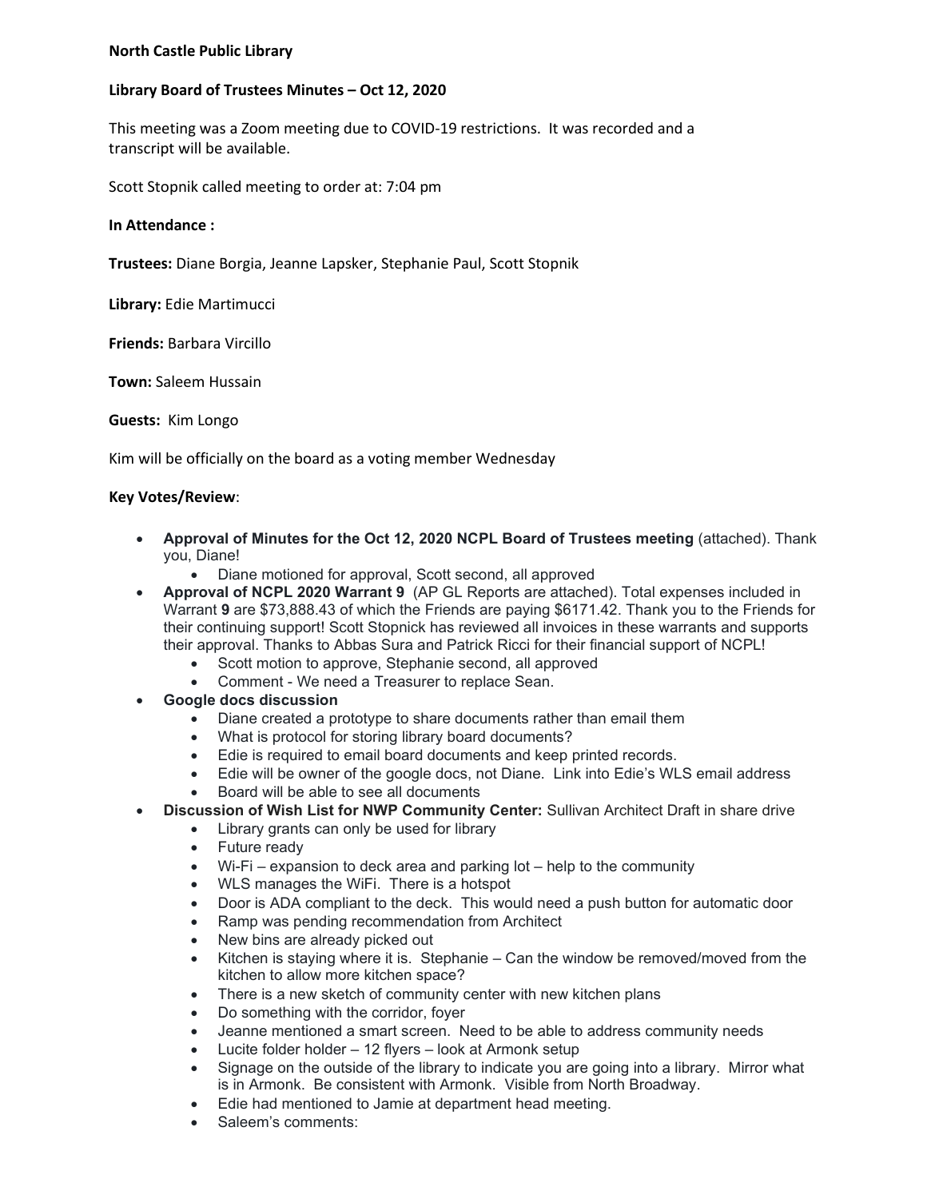**North Castle Public Library**

**Library Board of Trustees Minutes – Oct 12, 2020**

This meeting was a Zoom meeting due to COVID-19 restrictions. It was recorded and a transcript will be available.

Scott Stopnik called meeting to order at: 7:04 pm

**In Attendance :**

**Trustees:** Diane Borgia, Jeanne Lapsker, Stephanie Paul, Scott Stopnik

**Library:** Edie Martimucci

**Friends:** Barbara Vircillo

**Town:** Saleem Hussain

**Guests:** Kim Longo

Kim will be officially on the board as a voting member Wednesday

**Key Votes/Review**:

- **Approval of Minutes for the Oct 12, 2020 NCPL Board of Trustees meeting** (attached). Thank you, Diane!
  - Diane motioned for approval, Scott second, all approved
- **Approval of NCPL 2020 Warrant 9** (AP GL Reports are attached). Total expenses included in Warrant **9** are $73,888.43 of which the Friends are paying $6171.42. Thank you to the Friends for their continuing support! Scott Stopnick has reviewed all invoices in these warrants and supports their approval. Thanks to Abbas Sura and Patrick Ricci for their financial support of NCPL!
  - Scott motion to approve, Stephanie second, all approved
  - Comment - We need a Treasurer to replace Sean.
- **Google docs discussion**
  - Diane created a prototype to share documents rather than email them
  - What is protocol for storing library board documents?
  - Edie is required to email board documents and keep printed records.
  - Edie will be owner of the google docs, not Diane. Link into Edie's WLS email address
  - Board will be able to see all documents
- **Discussion of Wish List for NWP Community Center:** Sullivan Architect Draft in share drive
  - Library grants can only be used for library
  - Future ready
  - Wi-Fi – expansion to deck area and parking lot – help to the community
  - WLS manages the WiFi. There is a hotspot
  - Door is ADA compliant to the deck. This would need a push button for automatic door
  - Ramp was pending recommendation from Architect
  - New bins are already picked out
  - Kitchen is staying where it is. Stephanie – Can the window be removed/moved from the kitchen to allow more kitchen space?
  - There is a new sketch of community center with new kitchen plans
  - Do something with the corridor, foyer
  - Jeanne mentioned a smart screen. Need to be able to address community needs
  - Lucite folder holder – 12 flyers – look at Armonk setup
  - Signage on the outside of the library to indicate you are going into a library. Mirror what is in Armonk. Be consistent with Armonk. Visible from North Broadway.
  - Edie had mentioned to Jamie at department head meeting.
  - Saleem's comments: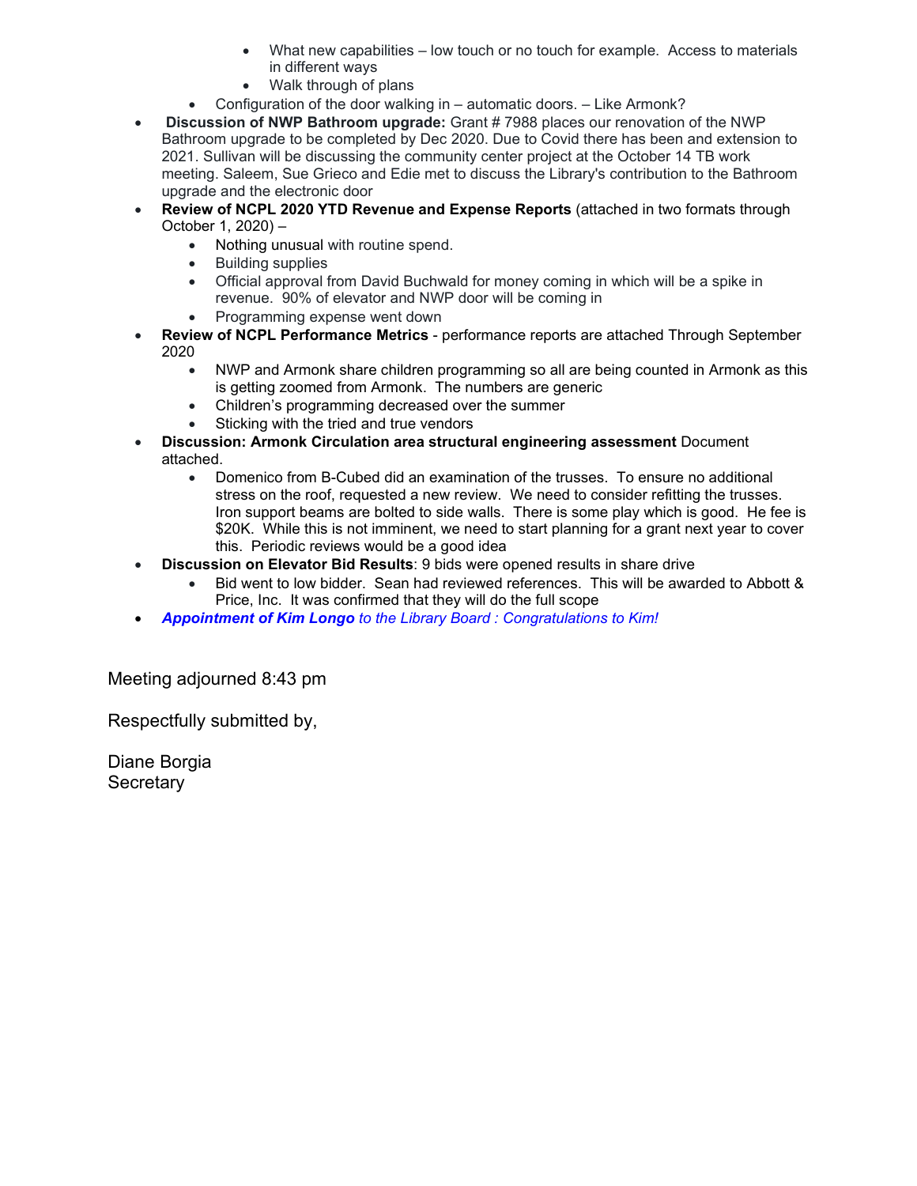- What new capabilities – low touch or no touch for example. Access to materials in different ways
    - Walk through of plans
  - Configuration of the door walking in – automatic doors. – Like Armonk?
- **Discussion of NWP Bathroom upgrade:** Grant # 7988 places our renovation of the NWP Bathroom upgrade to be completed by Dec 2020. Due to Covid there has been and extension to 2021. Sullivan will be discussing the community center project at the October 14 TB work meeting. Saleem, Sue Grieco and Edie met to discuss the Library's contribution to the Bathroom upgrade and the electronic door
- **Review of NCPL 2020 YTD Revenue and Expense Reports** (attached in two formats through October 1, 2020) –
  - Nothing unusual with routine spend.
  - Building supplies
  - Official approval from David Buchwald for money coming in which will be a spike in revenue. 90% of elevator and NWP door will be coming in
  - Programming expense went down
- **Review of NCPL Performance Metrics** - performance reports are attached Through September 2020
  - NWP and Armonk share children programming so all are being counted in Armonk as this is getting zoomed from Armonk. The numbers are generic
  - Children's programming decreased over the summer
  - Sticking with the tried and true vendors
- **Discussion: Armonk Circulation area structural engineering assessment** Document attached.
  - Domenico from B-Cubed did an examination of the trusses. To ensure no additional stress on the roof, requested a new review. We need to consider refitting the trusses. Iron support beams are bolted to side walls. There is some play which is good. He fee is $20K. While this is not imminent, we need to start planning for a grant next year to cover this. Periodic reviews would be a good idea
- **Discussion on Elevator Bid Results**: 9 bids were opened results in share drive
  - Bid went to low bidder. Sean had reviewed references. This will be awarded to Abbott & Price, Inc. It was confirmed that they will do the full scope
- ***Appointment of Kim Longo*** *to the Library Board : Congratulations to Kim!*

Meeting adjourned 8:43 pm

Respectfully submitted by,

Diane Borgia
Secretary